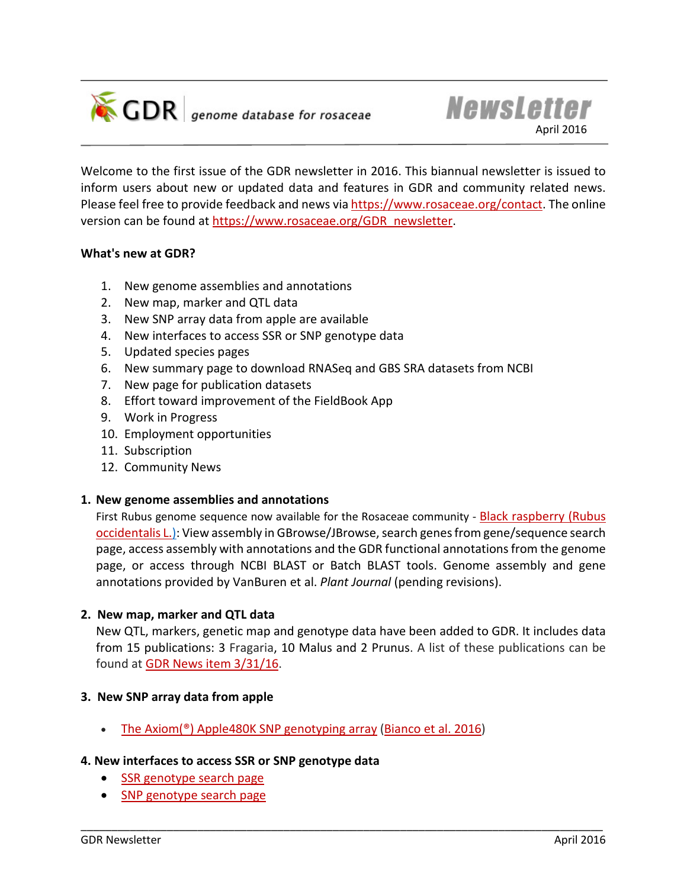# GDR genome database for rosaceae

## NewsLetter

April 2016

Welcome to the first issue of the GDR newsletter in 2016. This biannual newsletter is issued to inform users about new or updated data and features in GDR and community related news. Please feel free to provide feedback and news via https://www.rosaceae.org/contact. The online version can be found at https://www.rosaceae.org/GDR_newsletter.

**What's new at GDR?**

1. New genome assemblies and annotations
2. New map, marker and QTL data
3. New SNP array data from apple are available
4. New interfaces to access SSR or SNP genotype data
5. Updated species pages
6. New summary page to download RNASeq and GBS SRA datasets from NCBI
7. New page for publication datasets
8. Effort toward improvement of the FieldBook App
9. Work in Progress
10. Employment opportunities
11. Subscription
12. Community News

### 1. New genome assemblies and annotations

First Rubus genome sequence now available for the Rosaceae community - Black raspberry (Rubus occidentalis L.): View assembly in GBrowse/JBrowse, search genes from gene/sequence search page, access assembly with annotations and the GDR functional annotations from the genome page, or access through NCBI BLAST or Batch BLAST tools. Genome assembly and gene annotations provided by VanBuren et al. *Plant Journal* (pending revisions).

### 2. New map, marker and QTL data

New QTL, markers, genetic map and genotype data have been added to GDR. It includes data from 15 publications: 3 Fragaria, 10 Malus and 2 Prunus. A list of these publications can be found at GDR News item 3/31/16.

### 3. New SNP array data from apple

- The Axiom(®) Apple480K SNP genotyping array (Bianco et al. 2016)

### 4. New interfaces to access SSR or SNP genotype data

- SSR genotype search page
- SNP genotype search page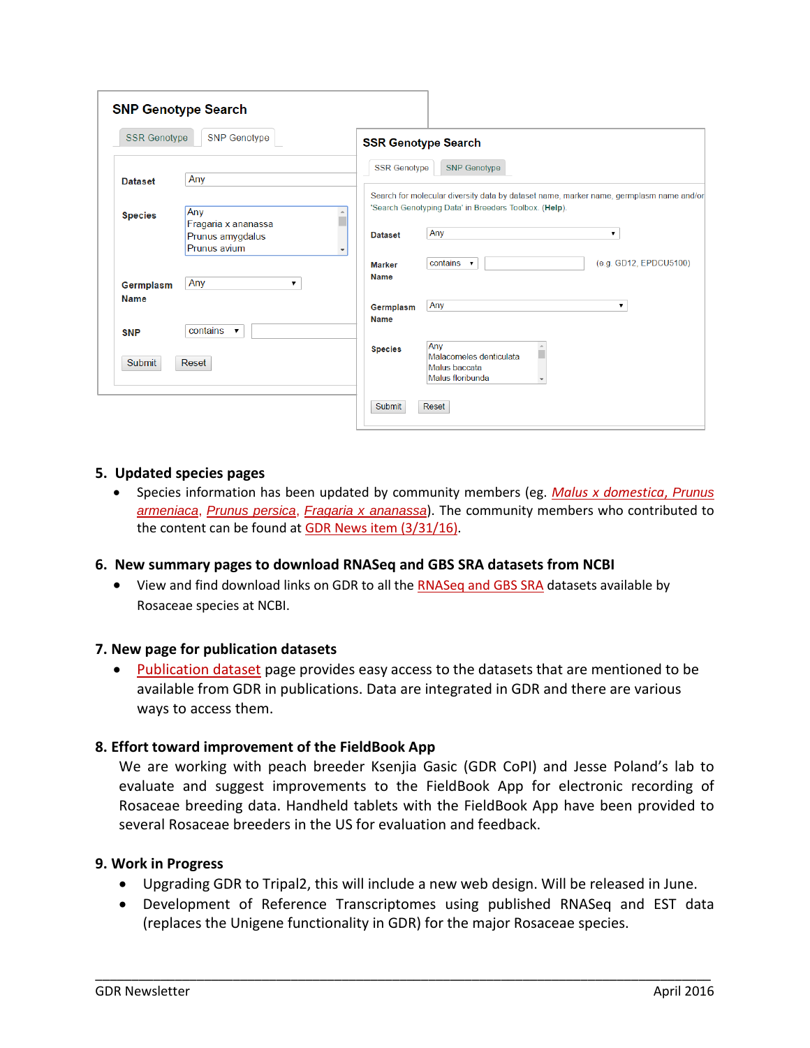SNP Genotype Search

SSR Genotype | SNP Genotype

Dataset: Any

Species: Any / Fragaria x ananassa / Prunus amygdalus / Prunus avium

Germplasm Name: Any

SNP: contains

Submit | Reset

SSR Genotype Search

SSR Genotype | SNP Genotype

Search for molecular diversity data by dataset name, marker name, germplasm name and/or 'Search Genotyping Data' in Breeders Toolbox. (Help).

Dataset: Any

Marker Name: contains (e.g. GD12, EPDCU5100)

Germplasm Name: Any

Species: Any / Malacomeles denticulata / Malus baccata / Malus floribunda

Submit | Reset

## 5. Updated species pages

- Species information has been updated by community members (eg. *Malus x domestica, Prunus armeniaca*, *Prunus persica*, *Fragaria x ananassa*). The community members who contributed to the content can be found at GDR News item (3/31/16).

## 6. New summary pages to download RNASeq and GBS SRA datasets from NCBI

- View and find download links on GDR to all the RNASeq and GBS SRA datasets available by Rosaceae species at NCBI.

## 7. New page for publication datasets

- Publication dataset page provides easy access to the datasets that are mentioned to be available from GDR in publications. Data are integrated in GDR and there are various ways to access them.

## 8. Effort toward improvement of the FieldBook App

We are working with peach breeder Ksenjia Gasic (GDR CoPI) and Jesse Poland's lab to evaluate and suggest improvements to the FieldBook App for electronic recording of Rosaceae breeding data. Handheld tablets with the FieldBook App have been provided to several Rosaceae breeders in the US for evaluation and feedback.

## 9. Work in Progress

- Upgrading GDR to Tripal2, this will include a new web design. Will be released in June.
- Development of Reference Transcriptomes using published RNASeq and EST data (replaces the Unigene functionality in GDR) for the major Rosaceae species.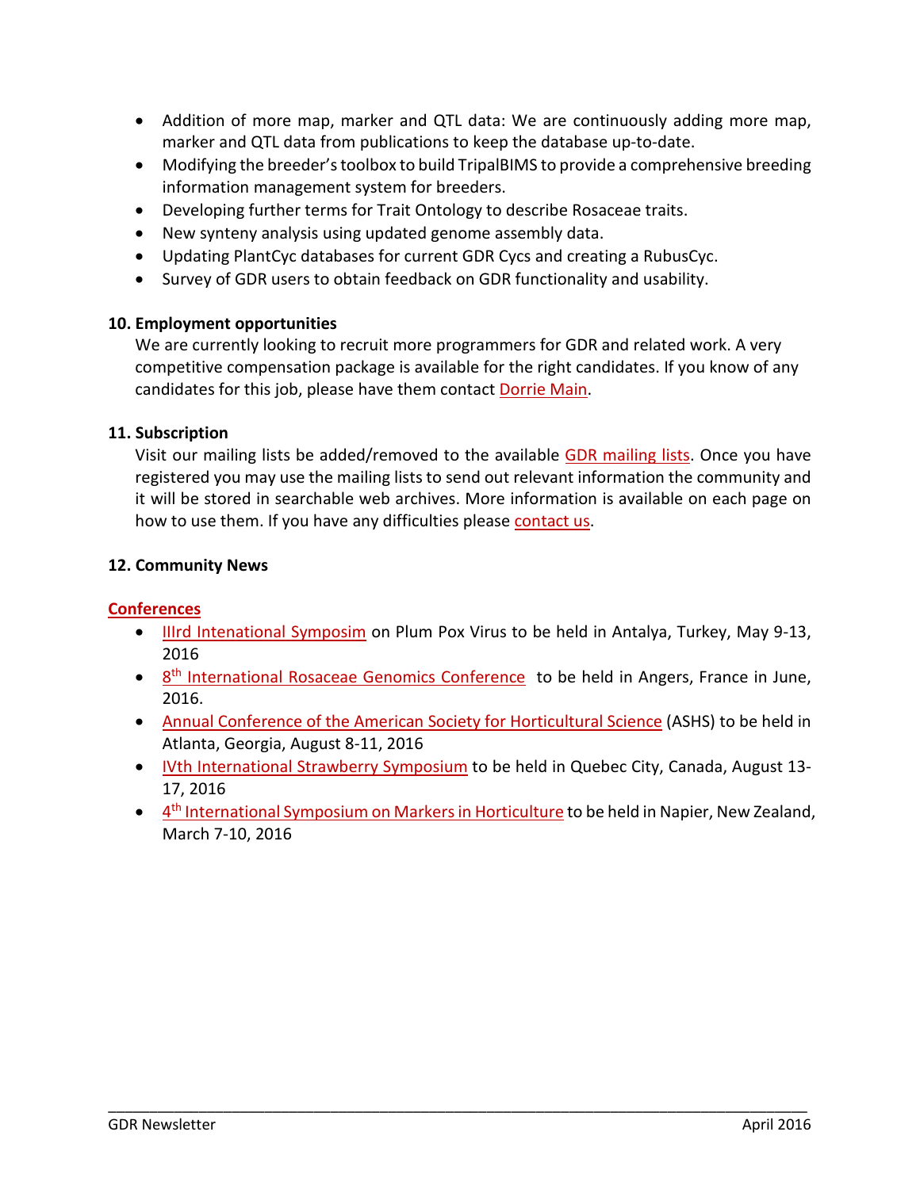- Addition of more map, marker and QTL data: We are continuously adding more map, marker and QTL data from publications to keep the database up-to-date.
- Modifying the breeder's toolbox to build TripalBIMS to provide a comprehensive breeding information management system for breeders.
- Developing further terms for Trait Ontology to describe Rosaceae traits.
- New synteny analysis using updated genome assembly data.
- Updating PlantCyc databases for current GDR Cycs and creating a RubusCyc.
- Survey of GDR users to obtain feedback on GDR functionality and usability.

**10. Employment opportunities**

We are currently looking to recruit more programmers for GDR and related work. A very competitive compensation package is available for the right candidates. If you know of any candidates for this job, please have them contact Dorrie Main.

**11. Subscription**

Visit our mailing lists be added/removed to the available GDR mailing lists. Once you have registered you may use the mailing lists to send out relevant information the community and it will be stored in searchable web archives. More information is available on each page on how to use them. If you have any difficulties please contact us.

**12. Community News**

**Conferences**

- IIIrd Intenational Symposim on Plum Pox Virus to be held in Antalya, Turkey, May 9-13, 2016
- 8th International Rosaceae Genomics Conference to be held in Angers, France in June, 2016.
- Annual Conference of the American Society for Horticultural Science (ASHS) to be held in Atlanta, Georgia, August 8-11, 2016
- IVth International Strawberry Symposium to be held in Quebec City, Canada, August 13-17, 2016
- 4th International Symposium on Markers in Horticulture to be held in Napier, New Zealand, March 7-10, 2016